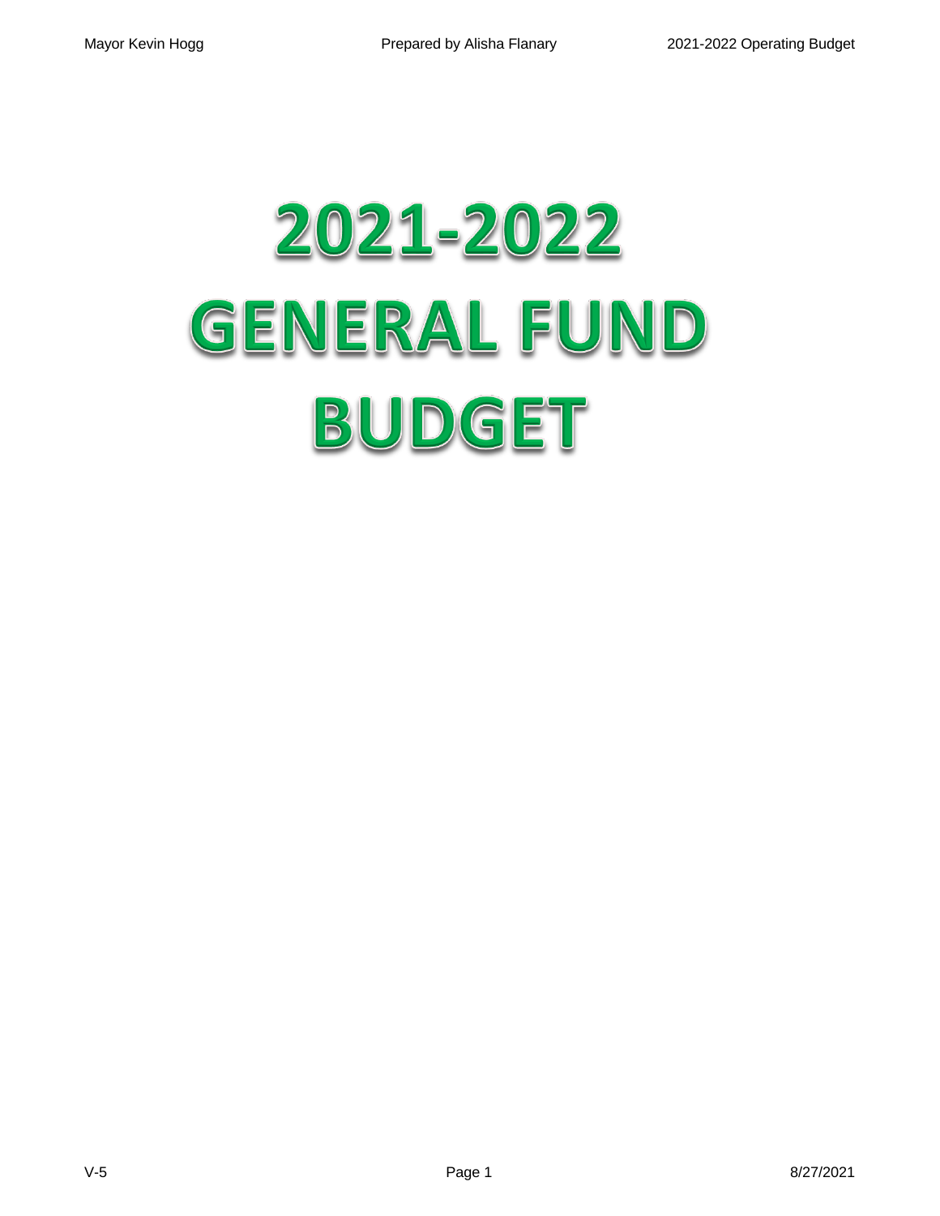# 2021-2022
# GENERAL FUND
# BUDGET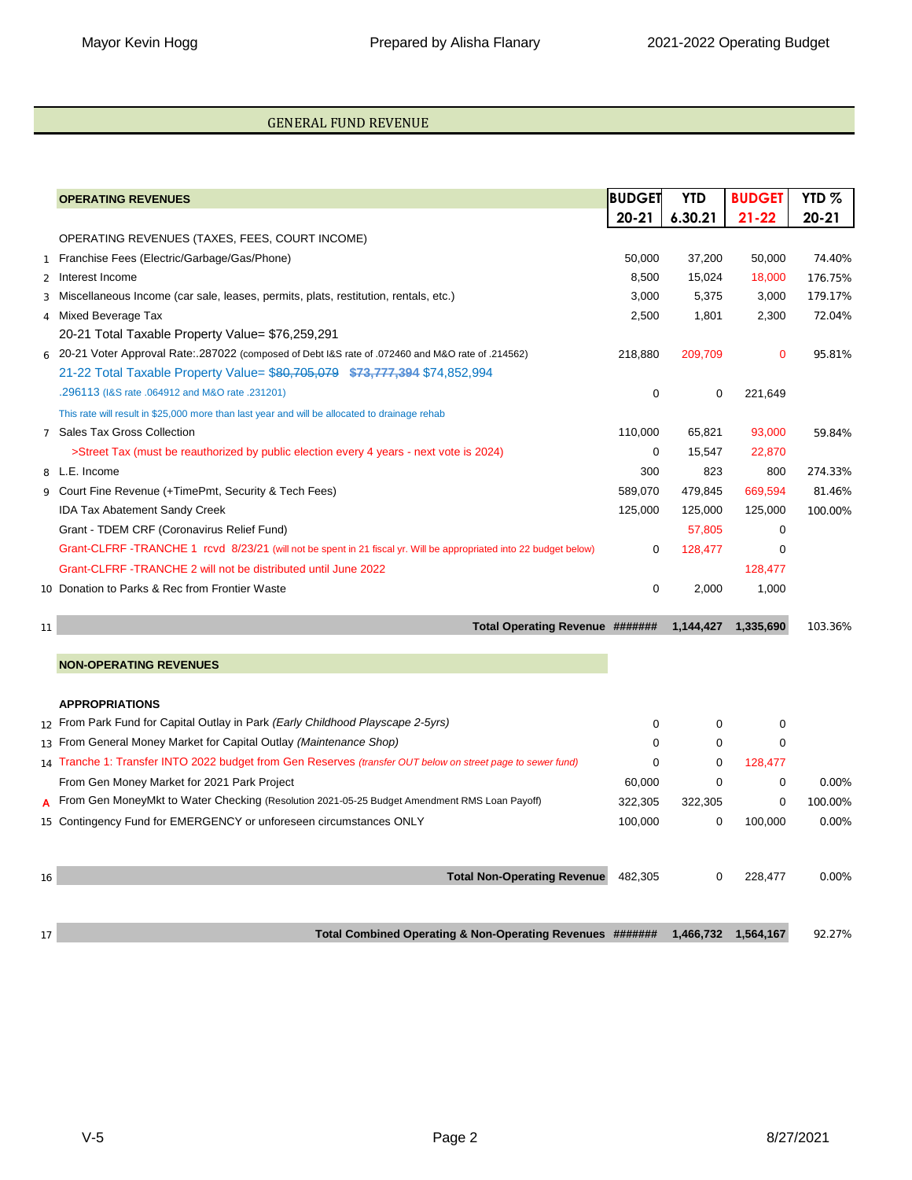## GENERAL FUND REVENUE

| | OPERATING REVENUES | BUDGET 20-21 | YTD 6.30.21 | BUDGET 21-22 | YTD % 20-21 |
|---|---|---|---|---|---|
| | OPERATING REVENUES (TAXES, FEES, COURT INCOME) | | | | |
| 1 | Franchise Fees (Electric/Garbage/Gas/Phone) | 50,000 | 37,200 | 50,000 | 74.40% |
| 2 | Interest Income | 8,500 | 15,024 | 18,000 | 176.75% |
| 3 | Miscellaneous Income (car sale, leases, permits, plats, restitution, rentals, etc.) | 3,000 | 5,375 | 3,000 | 179.17% |
| 4 | Mixed Beverage Tax | 2,500 | 1,801 | 2,300 | 72.04% |
| | 20-21 Total Taxable Property Value= $76,259,291 | | | | |
| 6 | 20-21 Voter Approval Rate:.287022 (composed of Debt I&S rate of .072460 and M&O rate of .214562) | 218,880 | 209,709 | 0 | 95.81% |
| | 21-22 Total Taxable Property Value= ~~$80,705,079~~ ~~$73,777,394~~ $74,852,994 | | | | |
| | .296113 (I&S rate .064912 and M&O rate .231201) | 0 | 0 | 221,649 | |
| | This rate will result in $25,000 more than last year and will be allocated to drainage rehab | | | | |
| 7 | Sales Tax Gross Collection | 110,000 | 65,821 | 93,000 | 59.84% |
| | >Street Tax (must be reauthorized by public election every 4 years - next vote is 2024) | 0 | 15,547 | 22,870 | |
| 8 | L.E. Income | 300 | 823 | 800 | 274.33% |
| 9 | Court Fine Revenue (+TimePmt, Security & Tech Fees) | 589,070 | 479,845 | 669,594 | 81.46% |
| | IDA Tax Abatement Sandy Creek | 125,000 | 125,000 | 125,000 | 100.00% |
| | Grant - TDEM CRF (Coronavirus Relief Fund) | | 57,805 | 0 | |
| | Grant-CLFRF -TRANCHE 1 rcvd 8/23/21 (will not be spent in 21 fiscal yr. Will be appropriated into 22 budget below) | 0 | 128,477 | 0 | |
| | Grant-CLFRF -TRANCHE 2 will not be distributed until June 2022 | | | 128,477 | |
| 10 | Donation to Parks & Rec from Frontier Waste | 0 | 2,000 | 1,000 | |
| 11 | **Total Operating Revenue** | ####### | 1,144,427 | 1,335,690 | 103.36% |
| | **NON-OPERATING REVENUES** | | | | |
| | **APPROPRIATIONS** | | | | |
| 12 | From Park Fund for Capital Outlay in Park *(Early Childhood Playscape 2-5yrs)* | 0 | 0 | 0 | |
| 13 | From General Money Market for Capital Outlay *(Maintenance Shop)* | 0 | 0 | 0 | |
| 14 | Tranche 1: Transfer INTO 2022 budget from Gen Reserves *(transfer OUT below on street page to sewer fund)* | 0 | 0 | 128,477 | |
| | From Gen Money Market for 2021 Park Project | 60,000 | 0 | 0 | 0.00% |
| A | From Gen MoneyMkt to Water Checking (Resolution 2021-05-25 Budget Amendment RMS Loan Payoff) | 322,305 | 322,305 | 0 | 100.00% |
| 15 | Contingency Fund for EMERGENCY or unforeseen circumstances ONLY | 100,000 | 0 | 100,000 | 0.00% |
| 16 | **Total Non-Operating Revenue** | 482,305 | 0 | 228,477 | 0.00% |
| 17 | **Total Combined Operating & Non-Operating Revenues** | ####### | 1,466,732 | 1,564,167 | 92.27% |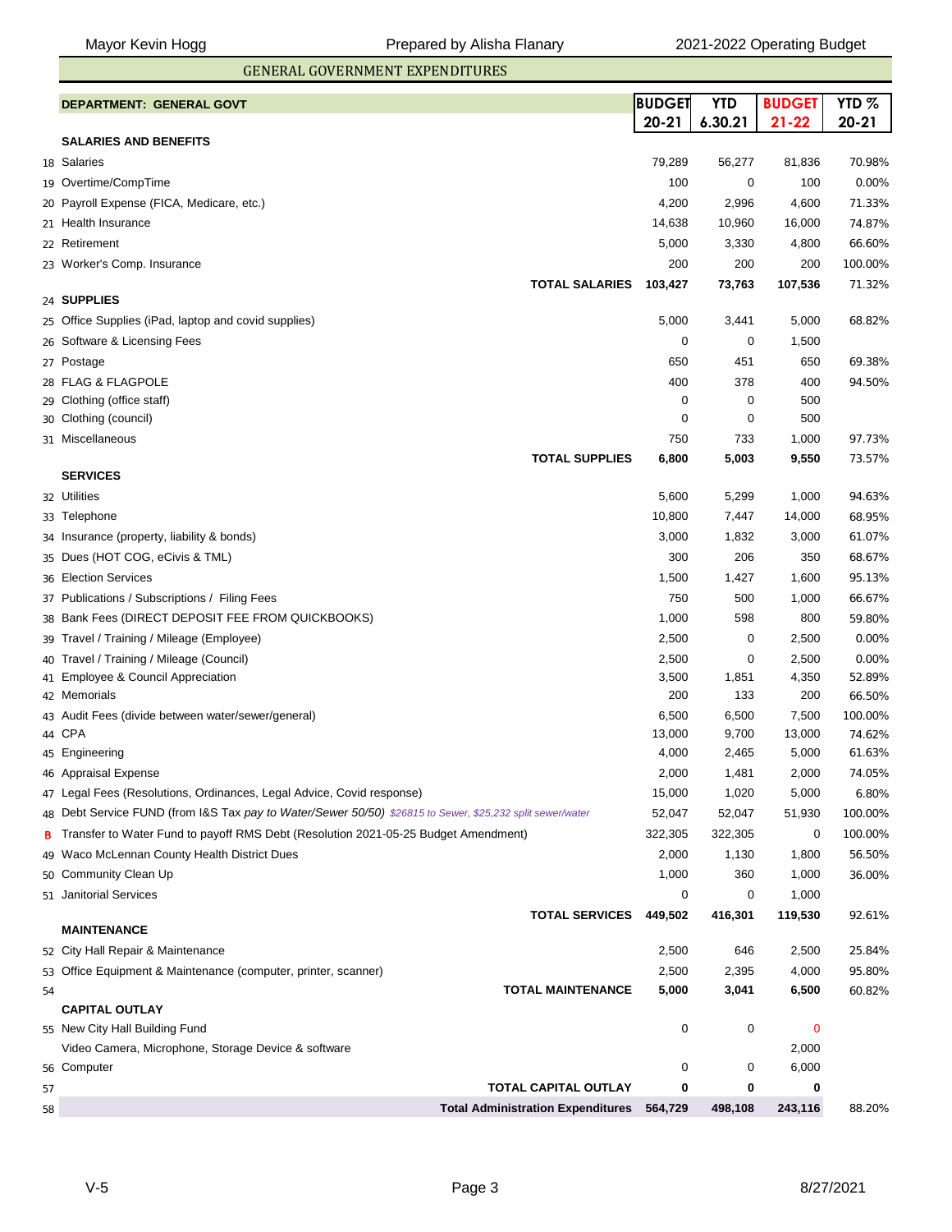## GENERAL GOVERNMENT EXPENDITURES

| | DEPARTMENT: GENERAL GOVT | BUDGET 20-21 | YTD 6.30.21 | BUDGET 21-22 | YTD % 20-21 |
|---|---|---|---|---|---|
| | **SALARIES AND BENEFITS** | | | | |
| 18 | Salaries | 79,289 | 56,277 | 81,836 | 70.98% |
| 19 | Overtime/CompTime | 100 | 0 | 100 | 0.00% |
| 20 | Payroll Expense (FICA, Medicare, etc.) | 4,200 | 2,996 | 4,600 | 71.33% |
| 21 | Health Insurance | 14,638 | 10,960 | 16,000 | 74.87% |
| 22 | Retirement | 5,000 | 3,330 | 4,800 | 66.60% |
| 23 | Worker's Comp. Insurance | 200 | 200 | 200 | 100.00% |
| | **TOTAL SALARIES** | **103,427** | **73,763** | **107,536** | 71.32% |
| 24 | **SUPPLIES** | | | | |
| 25 | Office Supplies (iPad, laptop and covid supplies) | 5,000 | 3,441 | 5,000 | 68.82% |
| 26 | Software & Licensing Fees | 0 | 0 | 1,500 | |
| 27 | Postage | 650 | 451 | 650 | 69.38% |
| 28 | FLAG & FLAGPOLE | 400 | 378 | 400 | 94.50% |
| 29 | Clothing (office staff) | 0 | 0 | 500 | |
| 30 | Clothing (council) | 0 | 0 | 500 | |
| 31 | Miscellaneous | 750 | 733 | 1,000 | 97.73% |
| | **TOTAL SUPPLIES** | **6,800** | **5,003** | **9,550** | 73.57% |
| | **SERVICES** | | | | |
| 32 | Utilities | 5,600 | 5,299 | 1,000 | 94.63% |
| 33 | Telephone | 10,800 | 7,447 | 14,000 | 68.95% |
| 34 | Insurance (property, liability & bonds) | 3,000 | 1,832 | 3,000 | 61.07% |
| 35 | Dues (HOT COG, eCivis & TML) | 300 | 206 | 350 | 68.67% |
| 36 | Election Services | 1,500 | 1,427 | 1,600 | 95.13% |
| 37 | Publications / Subscriptions / Filing Fees | 750 | 500 | 1,000 | 66.67% |
| 38 | Bank Fees (DIRECT DEPOSIT FEE FROM QUICKBOOKS) | 1,000 | 598 | 800 | 59.80% |
| 39 | Travel / Training / Mileage (Employee) | 2,500 | 0 | 2,500 | 0.00% |
| 40 | Travel / Training / Mileage (Council) | 2,500 | 0 | 2,500 | 0.00% |
| 41 | Employee & Council Appreciation | 3,500 | 1,851 | 4,350 | 52.89% |
| 42 | Memorials | 200 | 133 | 200 | 66.50% |
| 43 | Audit Fees (divide between water/sewer/general) | 6,500 | 6,500 | 7,500 | 100.00% |
| 44 | CPA | 13,000 | 9,700 | 13,000 | 74.62% |
| 45 | Engineering | 4,000 | 2,465 | 5,000 | 61.63% |
| 46 | Appraisal Expense | 2,000 | 1,481 | 2,000 | 74.05% |
| 47 | Legal Fees (Resolutions, Ordinances, Legal Advice, Covid response) | 15,000 | 1,020 | 5,000 | 6.80% |
| 48 | Debt Service FUND (from I&S Tax *pay to Water/Sewer 50/50*) *$26815 to Sewer, $25,232 split sewer/water* | 52,047 | 52,047 | 51,930 | 100.00% |
| B | Transfer to Water Fund to payoff RMS Debt (Resolution 2021-05-25 Budget Amendment) | 322,305 | 322,305 | 0 | 100.00% |
| 49 | Waco McLennan County Health District Dues | 2,000 | 1,130 | 1,800 | 56.50% |
| 50 | Community Clean Up | 1,000 | 360 | 1,000 | 36.00% |
| 51 | Janitorial Services | 0 | 0 | 1,000 | |
| | **TOTAL SERVICES** | **449,502** | **416,301** | **119,530** | 92.61% |
| | **MAINTENANCE** | | | | |
| 52 | City Hall Repair & Maintenance | 2,500 | 646 | 2,500 | 25.84% |
| 53 | Office Equipment & Maintenance (computer, printer, scanner) | 2,500 | 2,395 | 4,000 | 95.80% |
| 54 | **TOTAL MAINTENANCE** | **5,000** | **3,041** | **6,500** | 60.82% |
| | **CAPITAL OUTLAY** | | | | |
| 55 | New City Hall Building Fund | 0 | 0 | 0 | |
| | Video Camera, Microphone, Storage Device & software | | | 2,000 | |
| 56 | Computer | 0 | 0 | 6,000 | |
| 57 | **TOTAL CAPITAL OUTLAY** | **0** | **0** | **0** | |
| 58 | **Total Administration Expenditures** | **564,729** | **498,108** | **243,116** | 88.20% |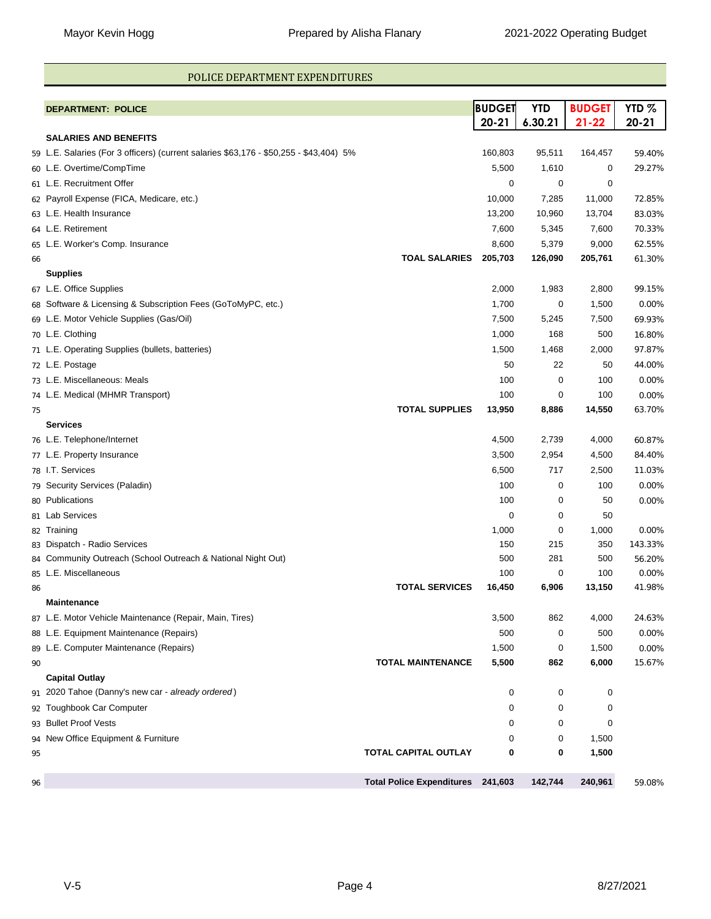## POLICE DEPARTMENT EXPENDITURES

| | DEPARTMENT: POLICE | BUDGET 20-21 | YTD 6.30.21 | BUDGET 21-22 | YTD % 20-21 |
|---|---|---|---|---|---|
| | **SALARIES AND BENEFITS** | | | | |
| 59 | L.E. Salaries (For 3 officers) (current salaries $63,176 - $50,255 - $43,404) 5% | 160,803 | 95,511 | 164,457 | 59.40% |
| 60 | L.E. Overtime/CompTime | 5,500 | 1,610 | 0 | 29.27% |
| 61 | L.E. Recruitment Offer | 0 | 0 | 0 | |
| 62 | Payroll Expense (FICA, Medicare, etc.) | 10,000 | 7,285 | 11,000 | 72.85% |
| 63 | L.E. Health Insurance | 13,200 | 10,960 | 13,704 | 83.03% |
| 64 | L.E. Retirement | 7,600 | 5,345 | 7,600 | 70.33% |
| 65 | L.E. Worker's Comp. Insurance | 8,600 | 5,379 | 9,000 | 62.55% |
| 66 | **TOAL SALARIES** | **205,703** | **126,090** | **205,761** | 61.30% |
| | **Supplies** | | | | |
| 67 | L.E. Office Supplies | 2,000 | 1,983 | 2,800 | 99.15% |
| 68 | Software & Licensing & Subscription Fees (GoToMyPC, etc.) | 1,700 | 0 | 1,500 | 0.00% |
| 69 | L.E. Motor Vehicle Supplies (Gas/Oil) | 7,500 | 5,245 | 7,500 | 69.93% |
| 70 | L.E. Clothing | 1,000 | 168 | 500 | 16.80% |
| 71 | L.E. Operating Supplies (bullets, batteries) | 1,500 | 1,468 | 2,000 | 97.87% |
| 72 | L.E. Postage | 50 | 22 | 50 | 44.00% |
| 73 | L.E. Miscellaneous: Meals | 100 | 0 | 100 | 0.00% |
| 74 | L.E. Medical (MHMR Transport) | 100 | 0 | 100 | 0.00% |
| 75 | **TOTAL SUPPLIES** | **13,950** | **8,886** | **14,550** | 63.70% |
| | **Services** | | | | |
| 76 | L.E. Telephone/Internet | 4,500 | 2,739 | 4,000 | 60.87% |
| 77 | L.E. Property Insurance | 3,500 | 2,954 | 4,500 | 84.40% |
| 78 | I.T. Services | 6,500 | 717 | 2,500 | 11.03% |
| 79 | Security Services (Paladin) | 100 | 0 | 100 | 0.00% |
| 80 | Publications | 100 | 0 | 50 | 0.00% |
| 81 | Lab Services | 0 | 0 | 50 | |
| 82 | Training | 1,000 | 0 | 1,000 | 0.00% |
| 83 | Dispatch - Radio Services | 150 | 215 | 350 | 143.33% |
| 84 | Community Outreach (School Outreach & National Night Out) | 500 | 281 | 500 | 56.20% |
| 85 | L.E. Miscellaneous | 100 | 0 | 100 | 0.00% |
| 86 | **TOTAL SERVICES** | **16,450** | **6,906** | **13,150** | 41.98% |
| | **Maintenance** | | | | |
| 87 | L.E. Motor Vehicle Maintenance (Repair, Main, Tires) | 3,500 | 862 | 4,000 | 24.63% |
| 88 | L.E. Equipment Maintenance (Repairs) | 500 | 0 | 500 | 0.00% |
| 89 | L.E. Computer Maintenance (Repairs) | 1,500 | 0 | 1,500 | 0.00% |
| 90 | **TOTAL MAINTENANCE** | **5,500** | **862** | **6,000** | 15.67% |
| | **Capital Outlay** | | | | |
| 91 | 2020 Tahoe (Danny's new car - *already ordered*) | 0 | 0 | 0 | |
| 92 | Toughbook Car Computer | 0 | 0 | 0 | |
| 93 | Bullet Proof Vests | 0 | 0 | 0 | |
| 94 | New Office Equipment & Furniture | 0 | 0 | 1,500 | |
| 95 | **TOTAL CAPITAL OUTLAY** | **0** | **0** | **1,500** | |
| 96 | **Total Police Expenditures** | **241,603** | **142,744** | **240,961** | 59.08% |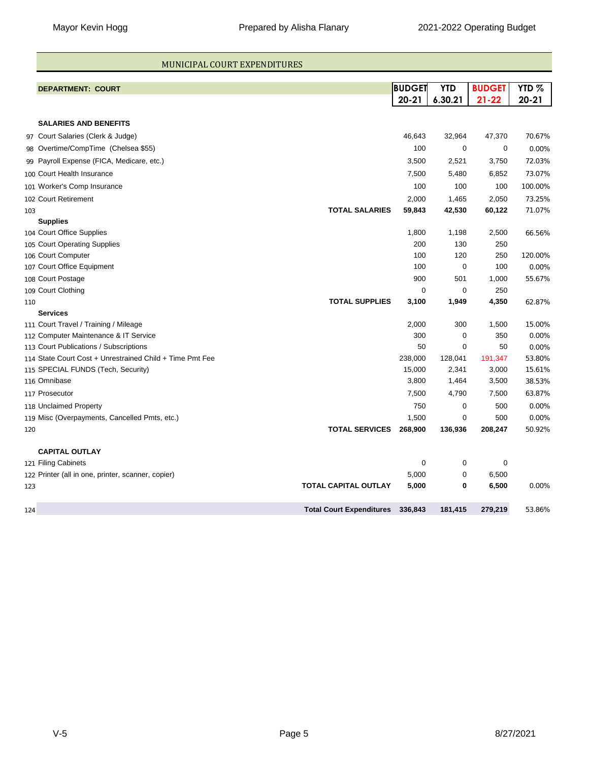## MUNICIPAL COURT EXPENDITURES

| | DEPARTMENT: COURT | BUDGET 20-21 | YTD 6.30.21 | BUDGET 21-22 | YTD % 20-21 |
|---|---|---|---|---|---|
| | **SALARIES AND BENEFITS** | | | | |
| 97 | Court Salaries (Clerk & Judge) | 46,643 | 32,964 | 47,370 | 70.67% |
| 98 | Overtime/CompTime (Chelsea $55) | 100 | 0 | 0 | 0.00% |
| 99 | Payroll Expense (FICA, Medicare, etc.) | 3,500 | 2,521 | 3,750 | 72.03% |
| 100 | Court Health Insurance | 7,500 | 5,480 | 6,852 | 73.07% |
| 101 | Worker's Comp Insurance | 100 | 100 | 100 | 100.00% |
| 102 | Court Retirement | 2,000 | 1,465 | 2,050 | 73.25% |
| 103 | **TOTAL SALARIES** | **59,843** | **42,530** | **60,122** | 71.07% |
| | **Supplies** | | | | |
| 104 | Court Office Supplies | 1,800 | 1,198 | 2,500 | 66.56% |
| 105 | Court Operating Supplies | 200 | 130 | 250 | |
| 106 | Court Computer | 100 | 120 | 250 | 120.00% |
| 107 | Court Office Equipment | 100 | 0 | 100 | 0.00% |
| 108 | Court Postage | 900 | 501 | 1,000 | 55.67% |
| 109 | Court Clothing | 0 | 0 | 250 | |
| 110 | **TOTAL SUPPLIES** | **3,100** | **1,949** | **4,350** | 62.87% |
| | **Services** | | | | |
| 111 | Court Travel / Training / Mileage | 2,000 | 300 | 1,500 | 15.00% |
| 112 | Computer Maintenance & IT Service | 300 | 0 | 350 | 0.00% |
| 113 | Court Publications / Subscriptions | 50 | 0 | 50 | 0.00% |
| 114 | State Court Cost + Unrestrained Child + Time Pmt Fee | 238,000 | 128,041 | 191,347 | 53.80% |
| 115 | SPECIAL FUNDS (Tech, Security) | 15,000 | 2,341 | 3,000 | 15.61% |
| 116 | Omnibase | 3,800 | 1,464 | 3,500 | 38.53% |
| 117 | Prosecutor | 7,500 | 4,790 | 7,500 | 63.87% |
| 118 | Unclaimed Property | 750 | 0 | 500 | 0.00% |
| 119 | Misc (Overpayments, Cancelled Pmts, etc.) | 1,500 | 0 | 500 | 0.00% |
| 120 | **TOTAL SERVICES** | **268,900** | **136,936** | **208,247** | 50.92% |
| | **CAPITAL OUTLAY** | | | | |
| 121 | Filing Cabinets | 0 | 0 | 0 | |
| 122 | Printer (all in one, printer, scanner, copier) | 5,000 | 0 | 6,500 | |
| 123 | **TOTAL CAPITAL OUTLAY** | **5,000** | **0** | **6,500** | 0.00% |
| 124 | **Total Court Expenditures** | **336,843** | **181,415** | **279,219** | 53.86% |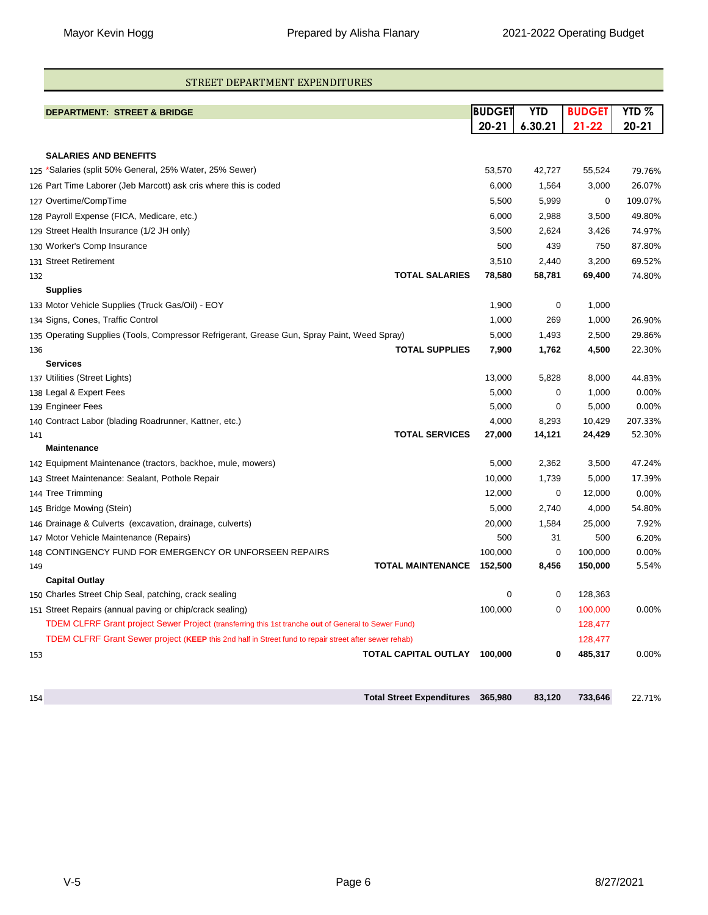## STREET DEPARTMENT EXPENDITURES

| | DEPARTMENT: STREET & BRIDGE | BUDGET 20-21 | YTD 6.30.21 | BUDGET 21-22 | YTD % 20-21 |
|---|---|---|---|---|---|
| | **SALARIES AND BENEFITS** | | | | |
| 125 | *Salaries (split 50% General, 25% Water, 25% Sewer) | 53,570 | 42,727 | 55,524 | 79.76% |
| 126 | Part Time Laborer (Jeb Marcott) ask cris where this is coded | 6,000 | 1,564 | 3,000 | 26.07% |
| 127 | Overtime/CompTime | 5,500 | 5,999 | 0 | 109.07% |
| 128 | Payroll Expense (FICA, Medicare, etc.) | 6,000 | 2,988 | 3,500 | 49.80% |
| 129 | Street Health Insurance (1/2 JH only) | 3,500 | 2,624 | 3,426 | 74.97% |
| 130 | Worker's Comp Insurance | 500 | 439 | 750 | 87.80% |
| 131 | Street Retirement | 3,510 | 2,440 | 3,200 | 69.52% |
| 132 | **TOTAL SALARIES** | **78,580** | **58,781** | **69,400** | 74.80% |
| | **Supplies** | | | | |
| 133 | Motor Vehicle Supplies (Truck Gas/Oil) - EOY | 1,900 | 0 | 1,000 | |
| 134 | Signs, Cones, Traffic Control | 1,000 | 269 | 1,000 | 26.90% |
| 135 | Operating Supplies (Tools, Compressor Refrigerant, Grease Gun, Spray Paint, Weed Spray) | 5,000 | 1,493 | 2,500 | 29.86% |
| 136 | **TOTAL SUPPLIES** | **7,900** | **1,762** | **4,500** | 22.30% |
| | **Services** | | | | |
| 137 | Utilities (Street Lights) | 13,000 | 5,828 | 8,000 | 44.83% |
| 138 | Legal & Expert Fees | 5,000 | 0 | 1,000 | 0.00% |
| 139 | Engineer Fees | 5,000 | 0 | 5,000 | 0.00% |
| 140 | Contract Labor (blading Roadrunner, Kattner, etc.) | 4,000 | 8,293 | 10,429 | 207.33% |
| 141 | **TOTAL SERVICES** | **27,000** | **14,121** | **24,429** | 52.30% |
| | **Maintenance** | | | | |
| 142 | Equipment Maintenance (tractors, backhoe, mule, mowers) | 5,000 | 2,362 | 3,500 | 47.24% |
| 143 | Street Maintenance: Sealant, Pothole Repair | 10,000 | 1,739 | 5,000 | 17.39% |
| 144 | Tree Trimming | 12,000 | 0 | 12,000 | 0.00% |
| 145 | Bridge Mowing (Stein) | 5,000 | 2,740 | 4,000 | 54.80% |
| 146 | Drainage & Culverts (excavation, drainage, culverts) | 20,000 | 1,584 | 25,000 | 7.92% |
| 147 | Motor Vehicle Maintenance (Repairs) | 500 | 31 | 500 | 6.20% |
| 148 | CONTINGENCY FUND FOR EMERGENCY OR UNFORSEEN REPAIRS | 100,000 | 0 | 100,000 | 0.00% |
| 149 | **TOTAL MAINTENANCE** | **152,500** | **8,456** | **150,000** | 5.54% |
| | **Capital Outlay** | | | | |
| 150 | Charles Street Chip Seal, patching, crack sealing | 0 | 0 | 128,363 | |
| 151 | Street Repairs (annual paving or chip/crack sealing) | 100,000 | 0 | 100,000 | 0.00% |
| | TDEM CLFRF Grant project Sewer Project (transferring this 1st tranche **out** of General to Sewer Fund) | | | 128,477 | |
| | TDEM CLFRF Grant Sewer project (**KEEP** this 2nd half in Street fund to repair street after sewer rehab) | | | 128,477 | |
| 153 | **TOTAL CAPITAL OUTLAY** | **100,000** | **0** | **485,317** | 0.00% |
| | | | | | |
| 154 | **Total Street Expenditures** | **365,980** | **83,120** | **733,646** | 22.71% |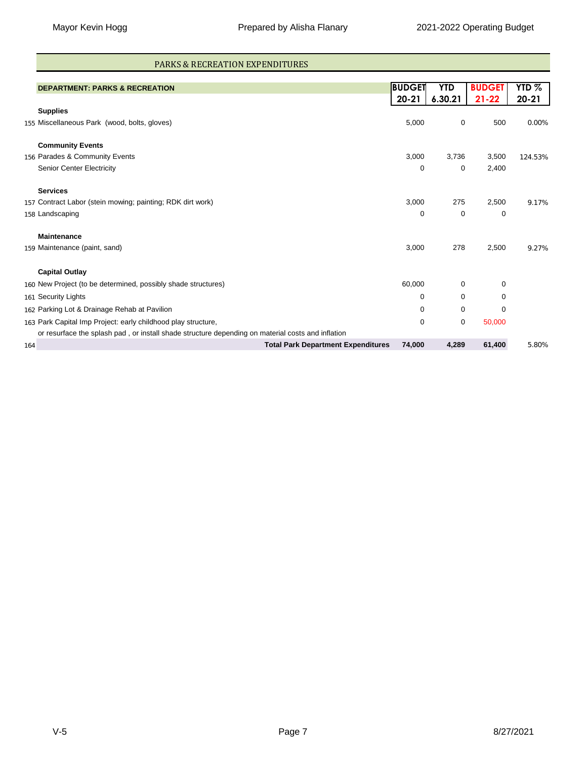## PARKS & RECREATION EXPENDITURES

| | DEPARTMENT: PARKS & RECREATION | BUDGET 20-21 | YTD 6.30.21 | BUDGET 21-22 | YTD % 20-21 |
|---|---|---|---|---|---|
| | **Supplies** | | | | |
| 155 | Miscellaneous Park (wood, bolts, gloves) | 5,000 | 0 | 500 | 0.00% |
| | **Community Events** | | | | |
| 156 | Parades & Community Events | 3,000 | 3,736 | 3,500 | 124.53% |
| | Senior Center Electricity | 0 | 0 | 2,400 | |
| | **Services** | | | | |
| 157 | Contract Labor (stein mowing; painting; RDK dirt work) | 3,000 | 275 | 2,500 | 9.17% |
| 158 | Landscaping | 0 | 0 | 0 | |
| | **Maintenance** | | | | |
| 159 | Maintenance (paint, sand) | 3,000 | 278 | 2,500 | 9.27% |
| | **Capital Outlay** | | | | |
| 160 | New Project (to be determined, possibly shade structures) | 60,000 | 0 | 0 | |
| 161 | Security Lights | 0 | 0 | 0 | |
| 162 | Parking Lot & Drainage Rehab at Pavilion | 0 | 0 | 0 | |
| 163 | Park Capital Imp Project: early childhood play structure, or resurface the splash pad , or install shade structure depending on material costs and inflation | 0 | 0 | 50,000 | |
| 164 | **Total Park Department Expenditures** | **74,000** | **4,289** | **61,400** | 5.80% |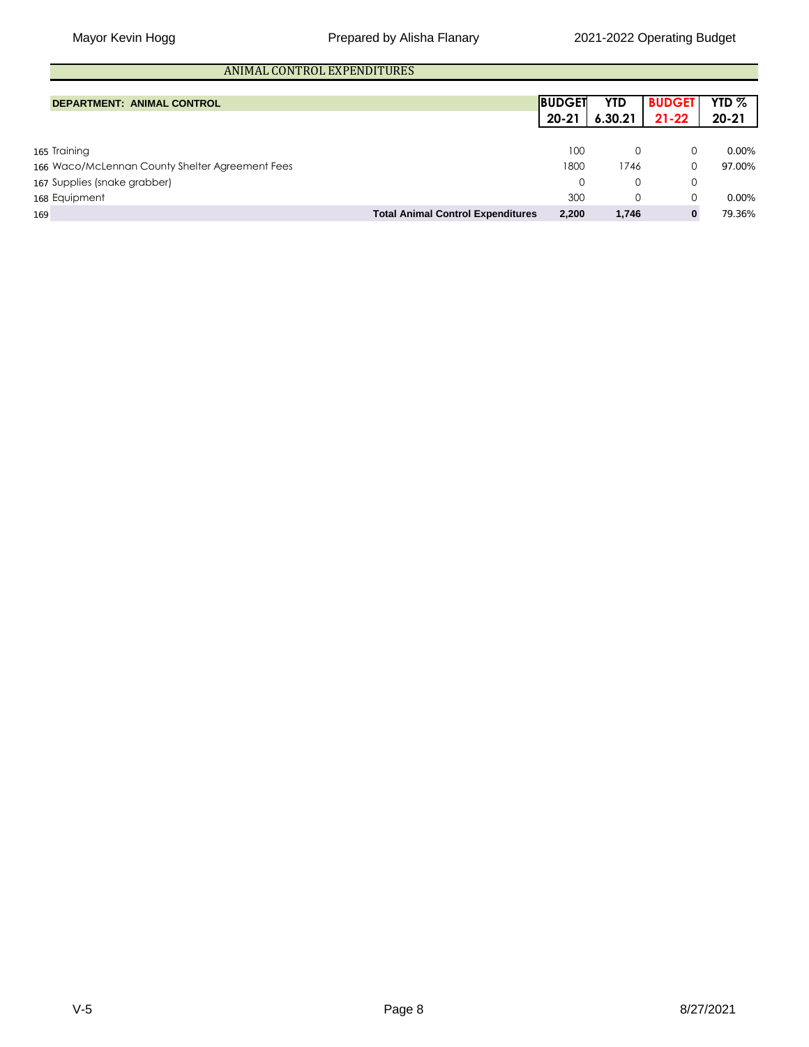## ANIMAL CONTROL EXPENDITURES

| | DEPARTMENT: ANIMAL CONTROL | BUDGET 20-21 | YTD 6.30.21 | BUDGET 21-22 | YTD % 20-21 |
|---|---|---|---|---|---|
| 165 | Training | 100 | 0 | 0 | 0.00% |
| 166 | Waco/McLennan County Shelter Agreement Fees | 1800 | 1746 | 0 | 97.00% |
| 167 | Supplies (snake grabber) | 0 | 0 | 0 | |
| 168 | Equipment | 300 | 0 | 0 | 0.00% |
| 169 | **Total Animal Control Expenditures** | **2,200** | **1,746** | **0** | 79.36% |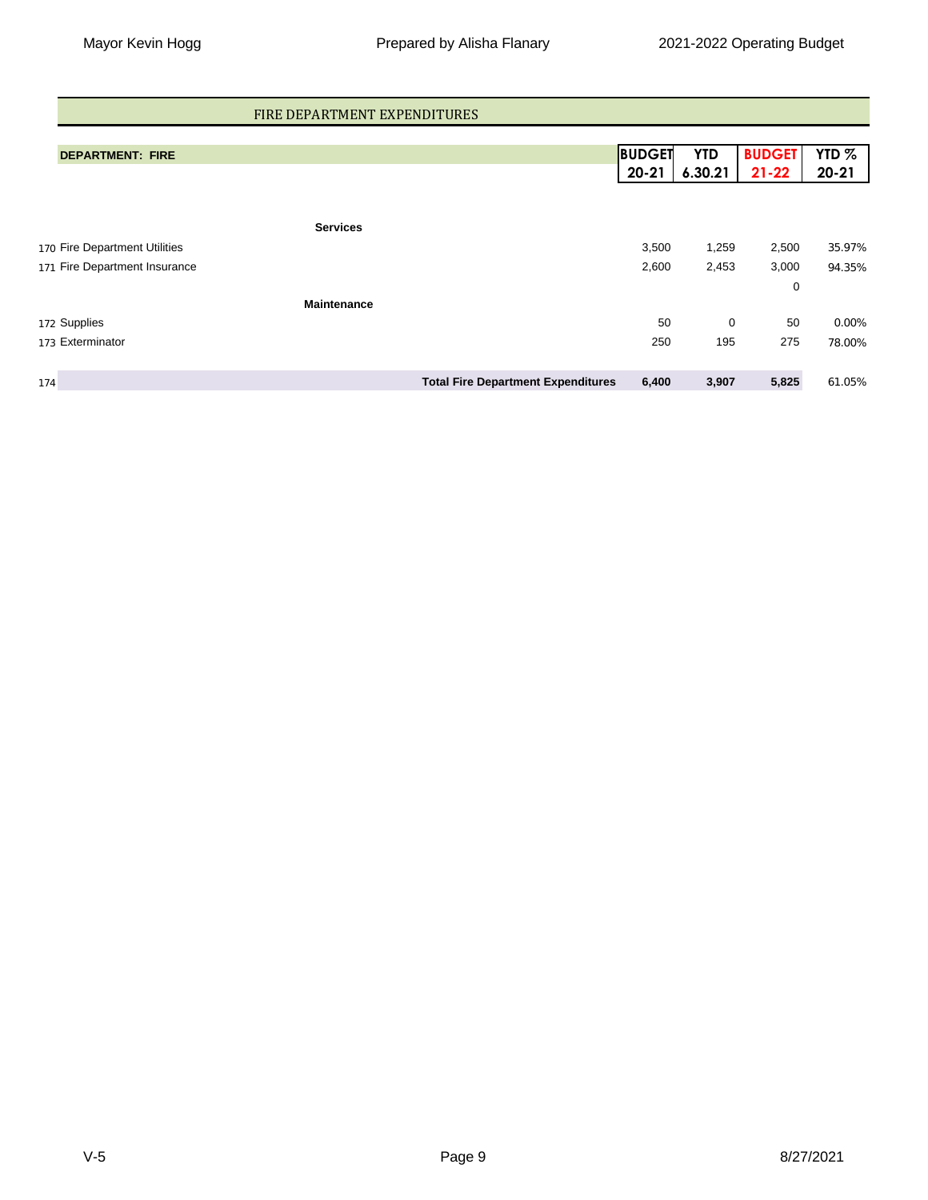## FIRE DEPARTMENT EXPENDITURES

| | DEPARTMENT: FIRE | BUDGET 20-21 | YTD 6.30.21 | BUDGET 21-22 | YTD % 20-21 |
|---|---|---|---|---|---|
| | **Services** | | | | |
| 170 | Fire Department Utilities | 3,500 | 1,259 | 2,500 | 35.97% |
| 171 | Fire Department Insurance | 2,600 | 2,453 | 3,000 | 94.35% |
| | | | | 0 | |
| | **Maintenance** | | | | |
| 172 | Supplies | 50 | 0 | 50 | 0.00% |
| 173 | Exterminator | 250 | 195 | 275 | 78.00% |
| 174 | **Total Fire Department Expenditures** | **6,400** | **3,907** | **5,825** | 61.05% |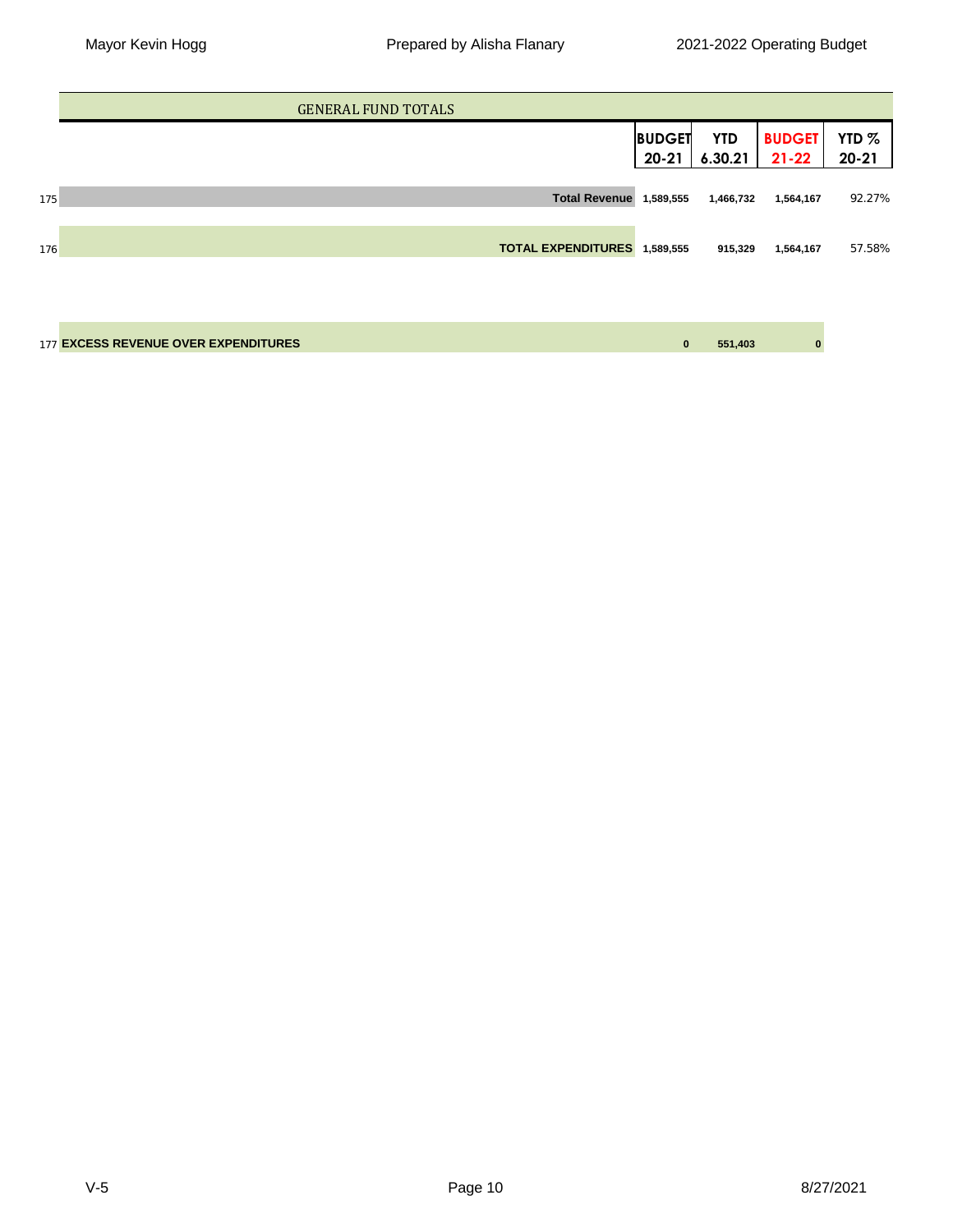## GENERAL FUND TOTALS

| | | BUDGET 20-21 | YTD 6.30.21 | BUDGET 21-22 | YTD % 20-21 |
|---|---|---|---|---|---|
| 175 | **Total Revenue** | **1,589,555** | **1,466,732** | **1,564,167** | 92.27% |
| 176 | **TOTAL EXPENDITURES** | **1,589,555** | **915,329** | **1,564,167** | 57.58% |
| 177 | **EXCESS REVENUE OVER EXPENDITURES** | **0** | **551,403** | **0** | |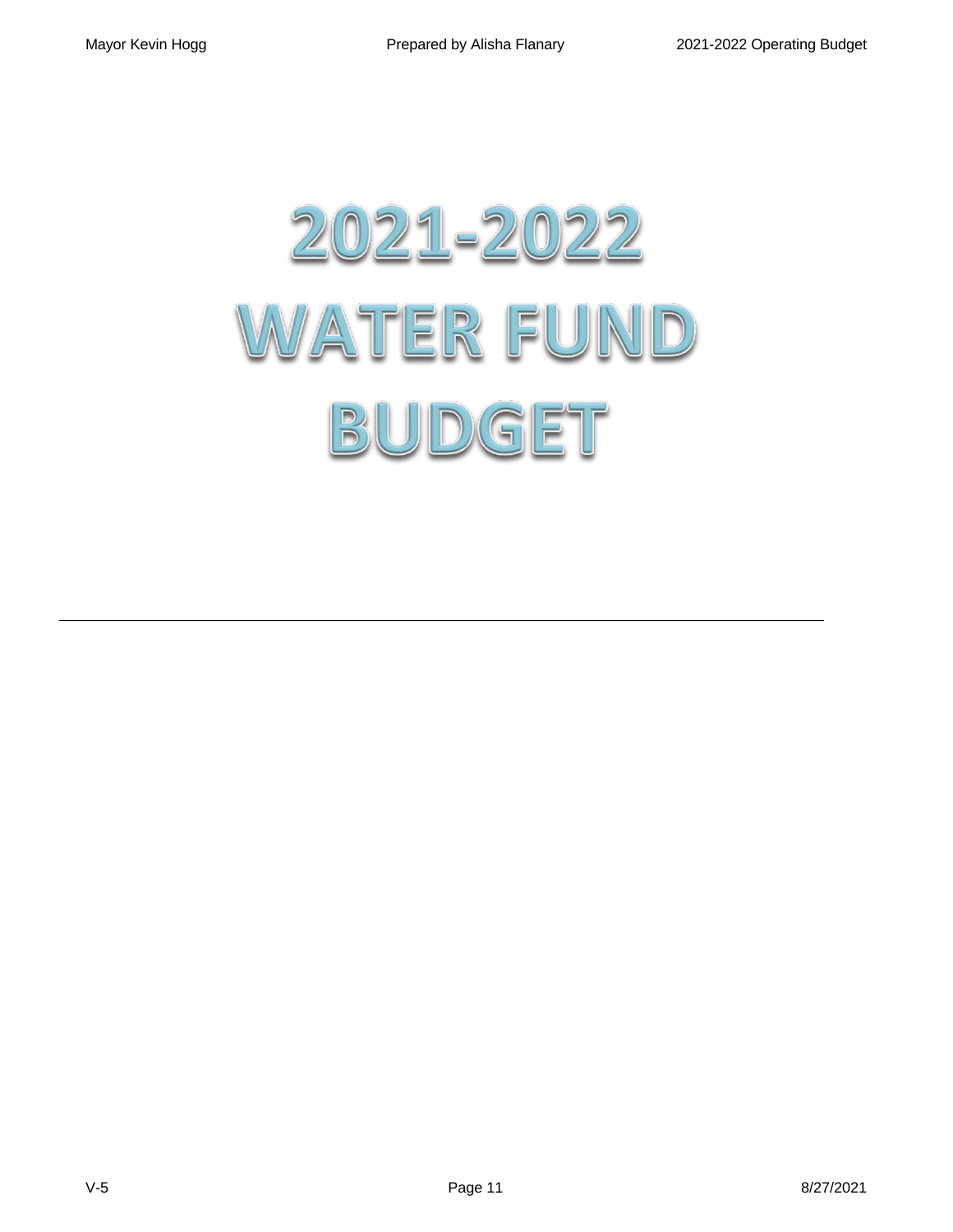# 2021-2022 WATER FUND BUDGET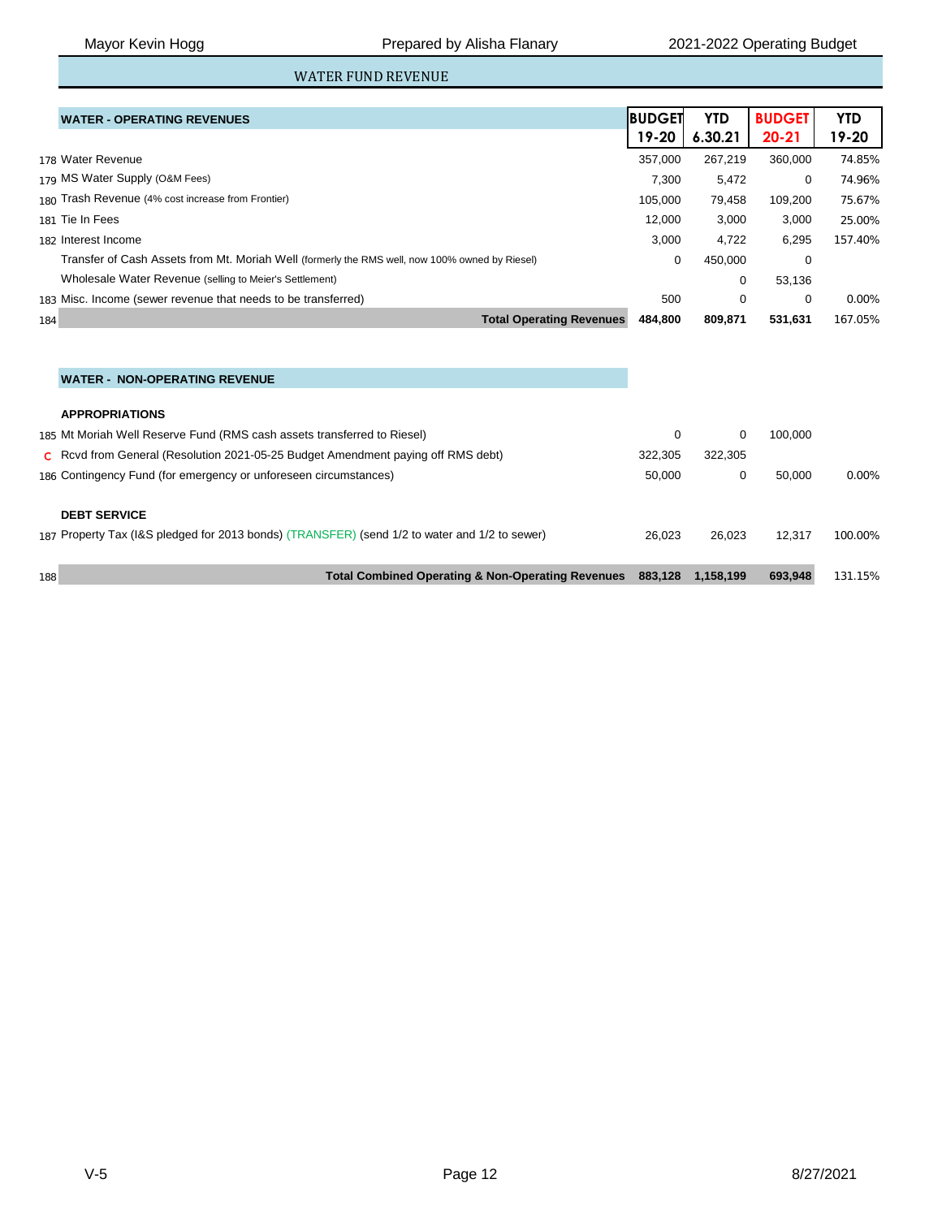## WATER FUND REVENUE

| # | WATER - OPERATING REVENUES | BUDGET 19-20 | YTD 6.30.21 | BUDGET 20-21 | YTD 19-20 |
|---|---|---|---|---|---|
| 178 | Water Revenue | 357,000 | 267,219 | 360,000 | 74.85% |
| 179 | MS Water Supply (O&M Fees) | 7,300 | 5,472 | 0 | 74.96% |
| 180 | Trash Revenue (4% cost increase from Frontier) | 105,000 | 79,458 | 109,200 | 75.67% |
| 181 | Tie In Fees | 12,000 | 3,000 | 3,000 | 25.00% |
| 182 | Interest Income | 3,000 | 4,722 | 6,295 | 157.40% |
| | Transfer of Cash Assets from Mt. Moriah Well (formerly the RMS well, now 100% owned by Riesel) | 0 | 450,000 | 0 | |
| | Wholesale Water Revenue (selling to Meier's Settlement) | | 0 | 53,136 | |
| 183 | Misc. Income (sewer revenue that needs to be transferred) | 500 | 0 | 0 | 0.00% |
| 184 | **Total Operating Revenues** | **484,800** | **809,871** | **531,631** | 167.05% |

| # | WATER - NON-OPERATING REVENUE | BUDGET 19-20 | YTD 6.30.21 | BUDGET 20-21 | YTD 19-20 |
|---|---|---|---|---|---|
| | **APPROPRIATIONS** | | | | |
| 185 | Mt Moriah Well Reserve Fund (RMS cash assets transferred to Riesel) | 0 | 0 | 100,000 | |
| C | Rcvd from General (Resolution 2021-05-25 Budget Amendment paying off RMS debt) | 322,305 | 322,305 | | |
| 186 | Contingency Fund (for emergency or unforeseen circumstances) | 50,000 | 0 | 50,000 | 0.00% |
| | **DEBT SERVICE** | | | | |
| 187 | Property Tax (I&S pledged for 2013 bonds) (TRANSFER) (send 1/2 to water and 1/2 to sewer) | 26,023 | 26,023 | 12,317 | 100.00% |
| 188 | **Total Combined Operating & Non-Operating Revenues** | **883,128** | **1,158,199** | **693,948** | 131.15% |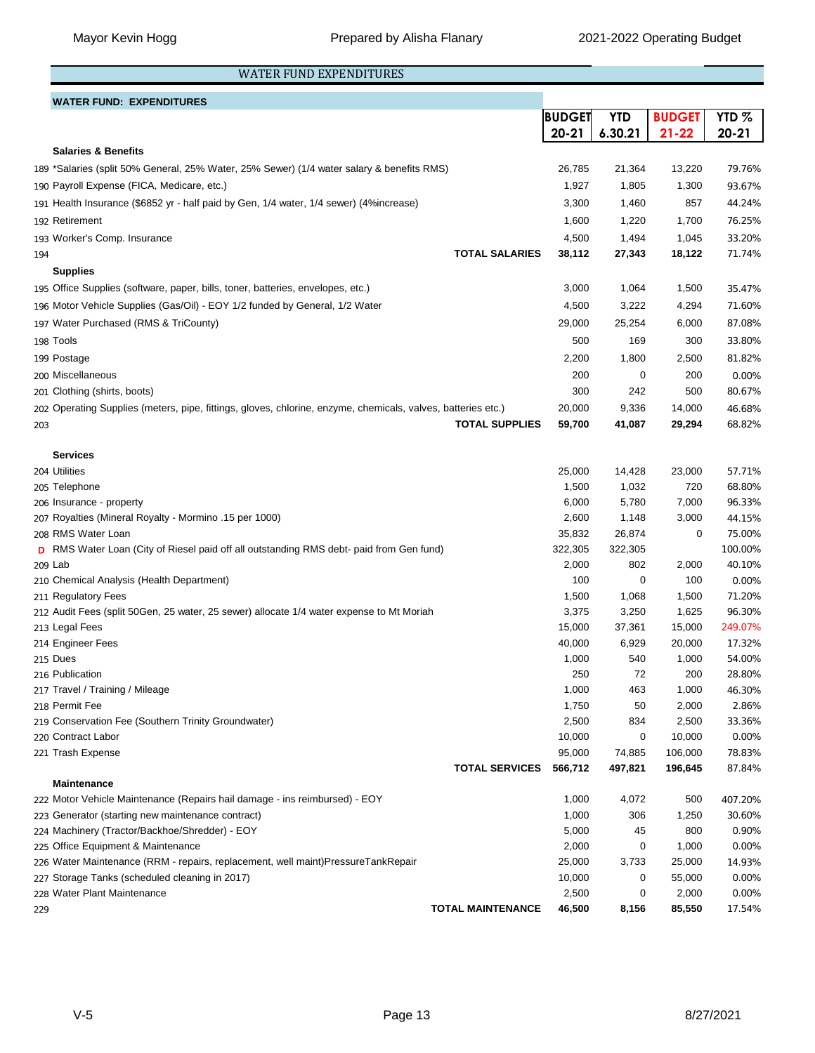## WATER FUND EXPENDITURES

| | WATER FUND: EXPENDITURES | BUDGET 20-21 | YTD 6.30.21 | BUDGET 21-22 | YTD % 20-21 |
|---|---|---|---|---|---|
| | **Salaries & Benefits** | | | | |
| 189 | *Salaries (split 50% General, 25% Water, 25% Sewer) (1/4 water salary & benefits RMS) | 26,785 | 21,364 | 13,220 | 79.76% |
| 190 | Payroll Expense (FICA, Medicare, etc.) | 1,927 | 1,805 | 1,300 | 93.67% |
| 191 | Health Insurance ($6852 yr - half paid by Gen, 1/4 water, 1/4 sewer) (4%increase) | 3,300 | 1,460 | 857 | 44.24% |
| 192 | Retirement | 1,600 | 1,220 | 1,700 | 76.25% |
| 193 | Worker's Comp. Insurance | 4,500 | 1,494 | 1,045 | 33.20% |
| 194 | **TOTAL SALARIES** | **38,112** | **27,343** | **18,122** | 71.74% |
| | **Supplies** | | | | |
| 195 | Office Supplies (software, paper, bills, toner, batteries, envelopes, etc.) | 3,000 | 1,064 | 1,500 | 35.47% |
| 196 | Motor Vehicle Supplies (Gas/Oil) - EOY 1/2 funded by General, 1/2 Water | 4,500 | 3,222 | 4,294 | 71.60% |
| 197 | Water Purchased (RMS & TriCounty) | 29,000 | 25,254 | 6,000 | 87.08% |
| 198 | Tools | 500 | 169 | 300 | 33.80% |
| 199 | Postage | 2,200 | 1,800 | 2,500 | 81.82% |
| 200 | Miscellaneous | 200 | 0 | 200 | 0.00% |
| 201 | Clothing (shirts, boots) | 300 | 242 | 500 | 80.67% |
| 202 | Operating Supplies (meters, pipe, fittings, gloves, chlorine, enzyme, chemicals, valves, batteries etc.) | 20,000 | 9,336 | 14,000 | 46.68% |
| 203 | **TOTAL SUPPLIES** | **59,700** | **41,087** | **29,294** | 68.82% |
| | **Services** | | | | |
| 204 | Utilities | 25,000 | 14,428 | 23,000 | 57.71% |
| 205 | Telephone | 1,500 | 1,032 | 720 | 68.80% |
| 206 | Insurance - property | 6,000 | 5,780 | 7,000 | 96.33% |
| 207 | Royalties (Mineral Royalty - Mormino .15 per 1000) | 2,600 | 1,148 | 3,000 | 44.15% |
| 208 | RMS Water Loan | 35,832 | 26,874 | 0 | 75.00% |
| D | RMS Water Loan (City of Riesel paid off all outstanding RMS debt- paid from Gen fund) | 322,305 | 322,305 | | 100.00% |
| 209 | Lab | 2,000 | 802 | 2,000 | 40.10% |
| 210 | Chemical Analysis (Health Department) | 100 | 0 | 100 | 0.00% |
| 211 | Regulatory Fees | 1,500 | 1,068 | 1,500 | 71.20% |
| 212 | Audit Fees (split 50Gen, 25 water, 25 sewer) allocate 1/4 water expense to Mt Moriah | 3,375 | 3,250 | 1,625 | 96.30% |
| 213 | Legal Fees | 15,000 | 37,361 | 15,000 | 249.07% |
| 214 | Engineer Fees | 40,000 | 6,929 | 20,000 | 17.32% |
| 215 | Dues | 1,000 | 540 | 1,000 | 54.00% |
| 216 | Publication | 250 | 72 | 200 | 28.80% |
| 217 | Travel / Training / Mileage | 1,000 | 463 | 1,000 | 46.30% |
| 218 | Permit Fee | 1,750 | 50 | 2,000 | 2.86% |
| 219 | Conservation Fee (Southern Trinity Groundwater) | 2,500 | 834 | 2,500 | 33.36% |
| 220 | Contract Labor | 10,000 | 0 | 10,000 | 0.00% |
| 221 | Trash Expense | 95,000 | 74,885 | 106,000 | 78.83% |
| | **TOTAL SERVICES** | **566,712** | **497,821** | **196,645** | 87.84% |
| | **Maintenance** | | | | |
| 222 | Motor Vehicle Maintenance (Repairs hail damage - ins reimbursed) - EOY | 1,000 | 4,072 | 500 | 407.20% |
| 223 | Generator (starting new maintenance contract) | 1,000 | 306 | 1,250 | 30.60% |
| 224 | Machinery (Tractor/Backhoe/Shredder) - EOY | 5,000 | 45 | 800 | 0.90% |
| 225 | Office Equipment & Maintenance | 2,000 | 0 | 1,000 | 0.00% |
| 226 | Water Maintenance (RRM - repairs, replacement, well maint)PressureTankRepair | 25,000 | 3,733 | 25,000 | 14.93% |
| 227 | Storage Tanks (scheduled cleaning in 2017) | 10,000 | 0 | 55,000 | 0.00% |
| 228 | Water Plant Maintenance | 2,500 | 0 | 2,000 | 0.00% |
| 229 | **TOTAL MAINTENANCE** | **46,500** | **8,156** | **85,550** | 17.54% |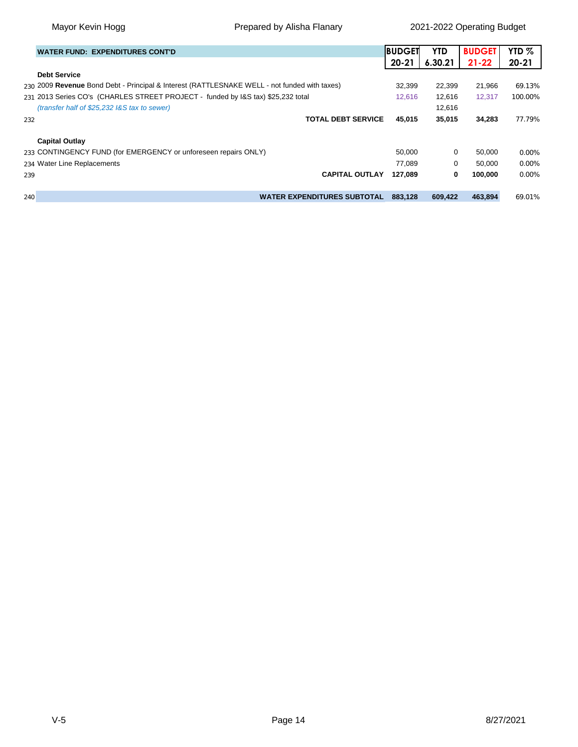| | WATER FUND: EXPENDITURES CONT'D | BUDGET 20-21 | YTD 6.30.21 | BUDGET 21-22 | YTD % 20-21 |
|---|---|---|---|---|---|
| | **Debt Service** | | | | |
| 230 | 2009 **Revenue** Bond Debt - Principal & Interest (RATTLESNAKE WELL - not funded with taxes) | 32,399 | 22,399 | 21,966 | 69.13% |
| 231 | 2013 Series CO's (CHARLES STREET PROJECT - funded by I&S tax) $25,232 total | 12,616 | 12,616 | 12,317 | 100.00% |
| | *(transfer half of $25,232 I&S tax to sewer)* | | 12,616 | | |
| 232 | **TOTAL DEBT SERVICE** | **45,015** | **35,015** | **34,283** | 77.79% |
| | **Capital Outlay** | | | | |
| 233 | CONTINGENCY FUND (for EMERGENCY or unforeseen repairs ONLY) | 50,000 | 0 | 50,000 | 0.00% |
| 234 | Water Line Replacements | 77,089 | 0 | 50,000 | 0.00% |
| 239 | **CAPITAL OUTLAY** | **127,089** | **0** | **100,000** | 0.00% |
| 240 | **WATER EXPENDITURES SUBTOTAL** | **883,128** | **609,422** | **463,894** | 69.01% |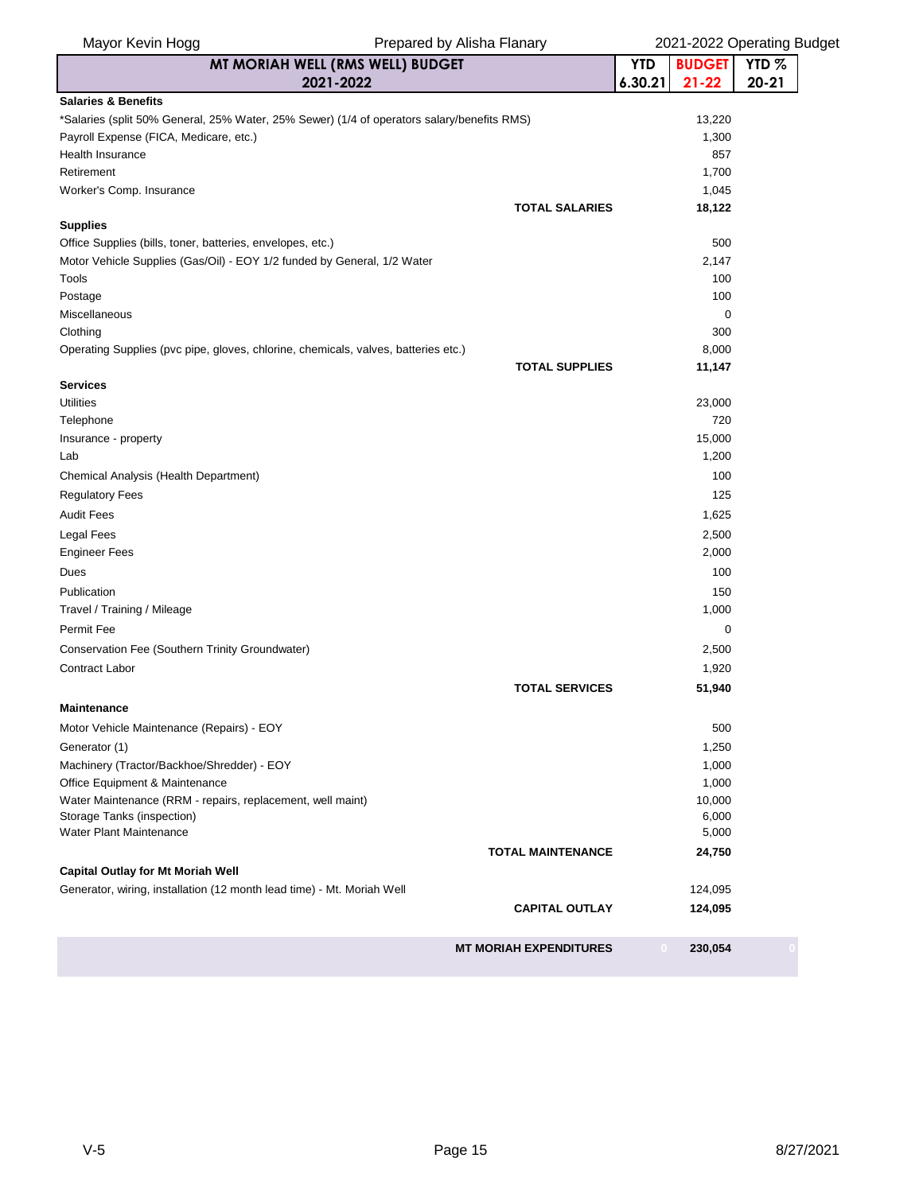Mayor Kevin Hogg | Prepared by Alisha Flanary | 2021-2022 Operating Budget

| MT MORIAH WELL (RMS WELL) BUDGET 2021-2022 | YTD 6.30.21 | BUDGET 21-22 | YTD % 20-21 |
|---|---|---|---|
| **Salaries & Benefits** | | | |
| *Salaries (split 50% General, 25% Water, 25% Sewer) (1/4 of operators salary/benefits RMS) | | 13,220 | |
| Payroll Expense (FICA, Medicare, etc.) | | 1,300 | |
| Health Insurance | | 857 | |
| Retirement | | 1,700 | |
| Worker's Comp. Insurance | | 1,045 | |
| **TOTAL SALARIES** | | **18,122** | |
| **Supplies** | | | |
| Office Supplies (bills, toner, batteries, envelopes, etc.) | | 500 | |
| Motor Vehicle Supplies (Gas/Oil) - EOY 1/2 funded by General, 1/2 Water | | 2,147 | |
| Tools | | 100 | |
| Postage | | 100 | |
| Miscellaneous | | 0 | |
| Clothing | | 300 | |
| Operating Supplies (pvc pipe, gloves, chlorine, chemicals, valves, batteries etc.) | | 8,000 | |
| **TOTAL SUPPLIES** | | **11,147** | |
| **Services** | | | |
| Utilities | | 23,000 | |
| Telephone | | 720 | |
| Insurance - property | | 15,000 | |
| Lab | | 1,200 | |
| Chemical Analysis (Health Department) | | 100 | |
| Regulatory Fees | | 125 | |
| Audit Fees | | 1,625 | |
| Legal Fees | | 2,500 | |
| Engineer Fees | | 2,000 | |
| Dues | | 100 | |
| Publication | | 150 | |
| Travel / Training / Mileage | | 1,000 | |
| Permit Fee | | 0 | |
| Conservation Fee (Southern Trinity Groundwater) | | 2,500 | |
| Contract Labor | | 1,920 | |
| **TOTAL SERVICES** | | **51,940** | |
| **Maintenance** | | | |
| Motor Vehicle Maintenance (Repairs) - EOY | | 500 | |
| Generator (1) | | 1,250 | |
| Machinery (Tractor/Backhoe/Shredder) - EOY | | 1,000 | |
| Office Equipment & Maintenance | | 1,000 | |
| Water Maintenance (RRM - repairs, replacement, well maint) | | 10,000 | |
| Storage Tanks (inspection) | | 6,000 | |
| Water Plant Maintenance | | 5,000 | |
| **TOTAL MAINTENANCE** | | **24,750** | |
| **Capital Outlay for Mt Moriah Well** | | | |
| Generator, wiring, installation (12 month lead time) - Mt. Moriah Well | | 124,095 | |
| **CAPITAL OUTLAY** | | **124,095** | |
| **MT MORIAH EXPENDITURES** | 0 | **230,054** | 0 |

V-5 | 8/27/2021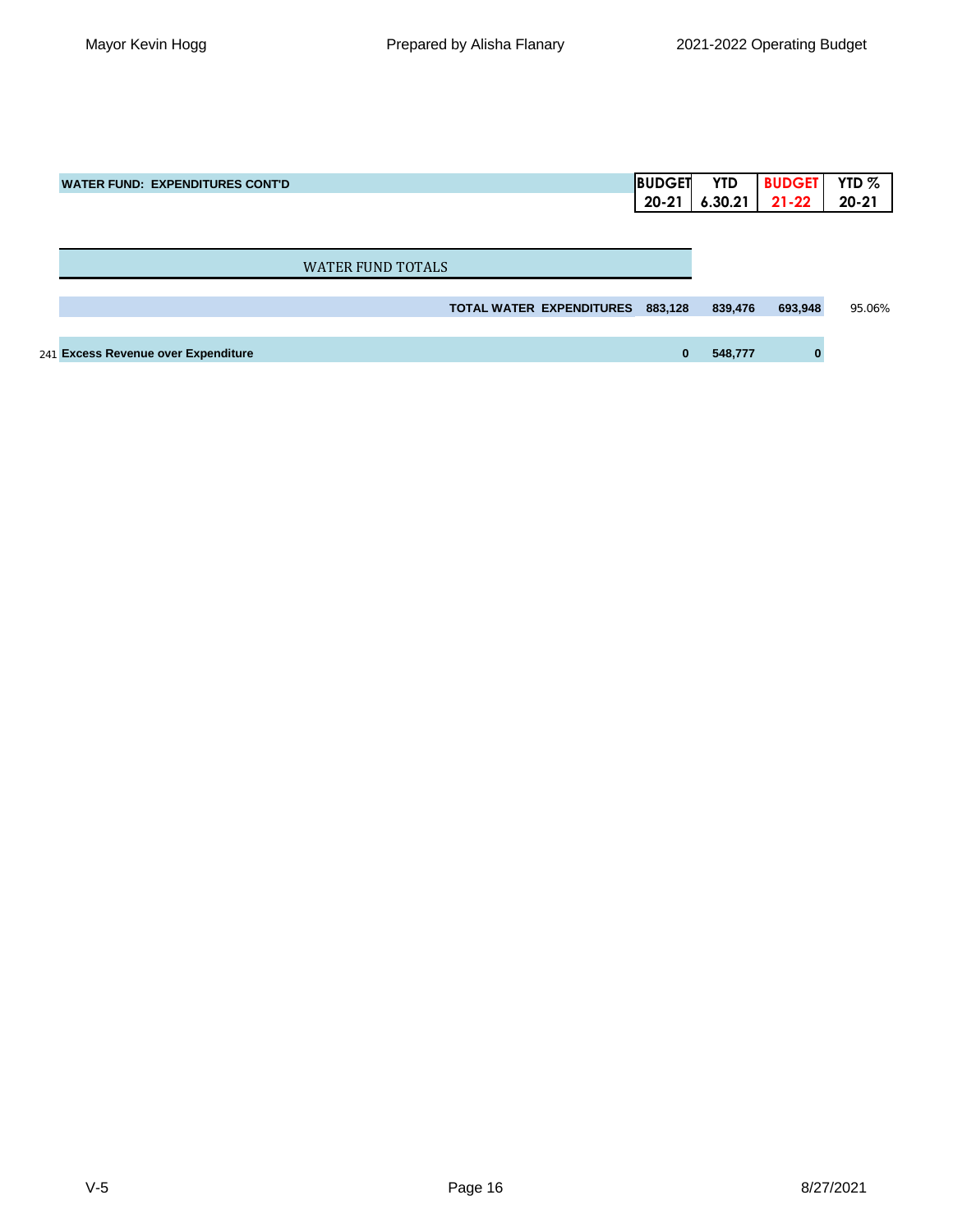| WATER FUND: EXPENDITURES CONT'D | | BUDGET 20-21 | YTD 6.30.21 | BUDGET 21-22 | YTD % 20-21 |
|---|---|---|---|---|---|
| | WATER FUND TOTALS | | | | |
| | TOTAL WATER EXPENDITURES | 883,128 | 839,476 | 693,948 | 95.06% |
| 241 | Excess Revenue over Expenditure | 0 | 548,777 | 0 | |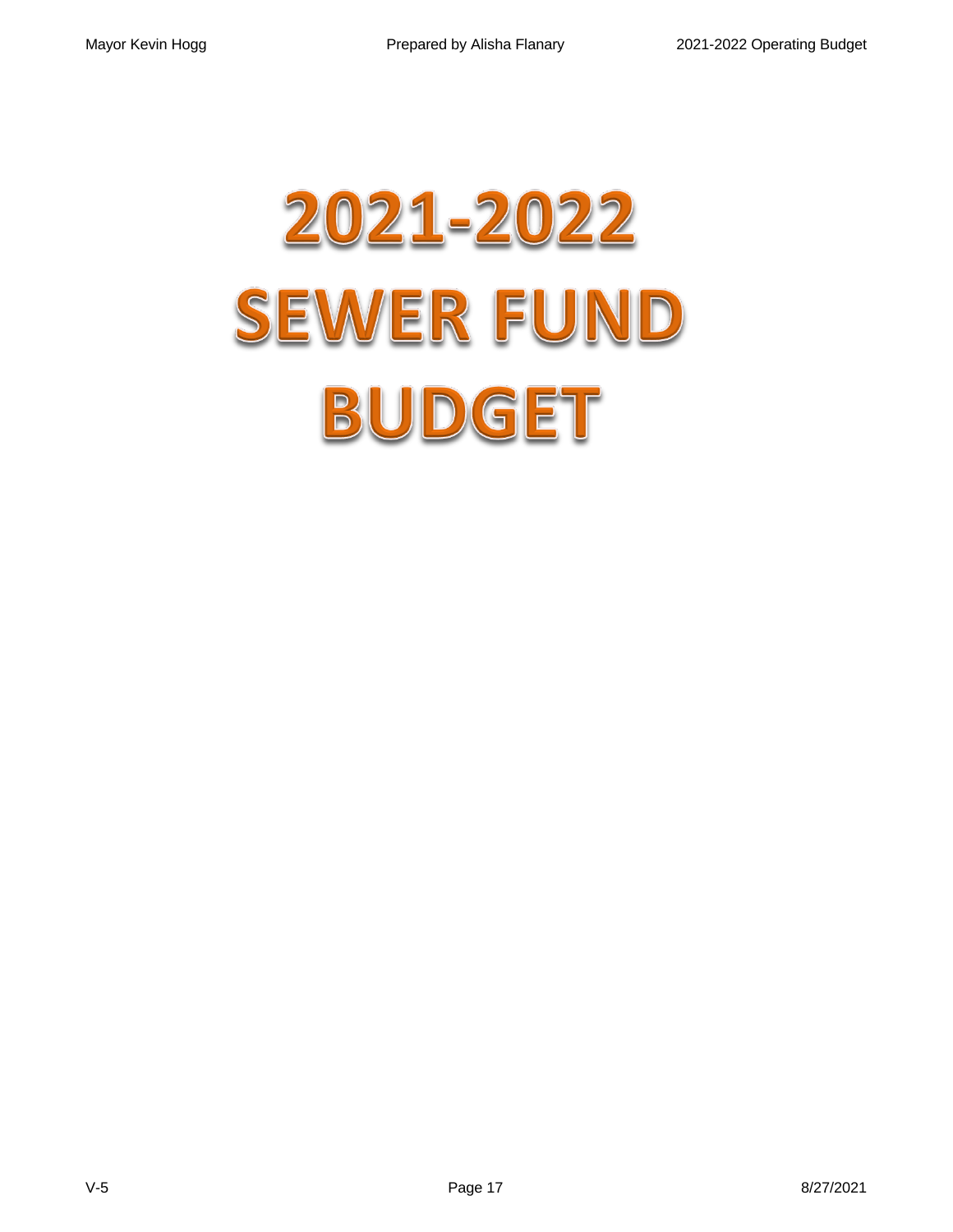# 2021-2022
# SEWER FUND
# BUDGET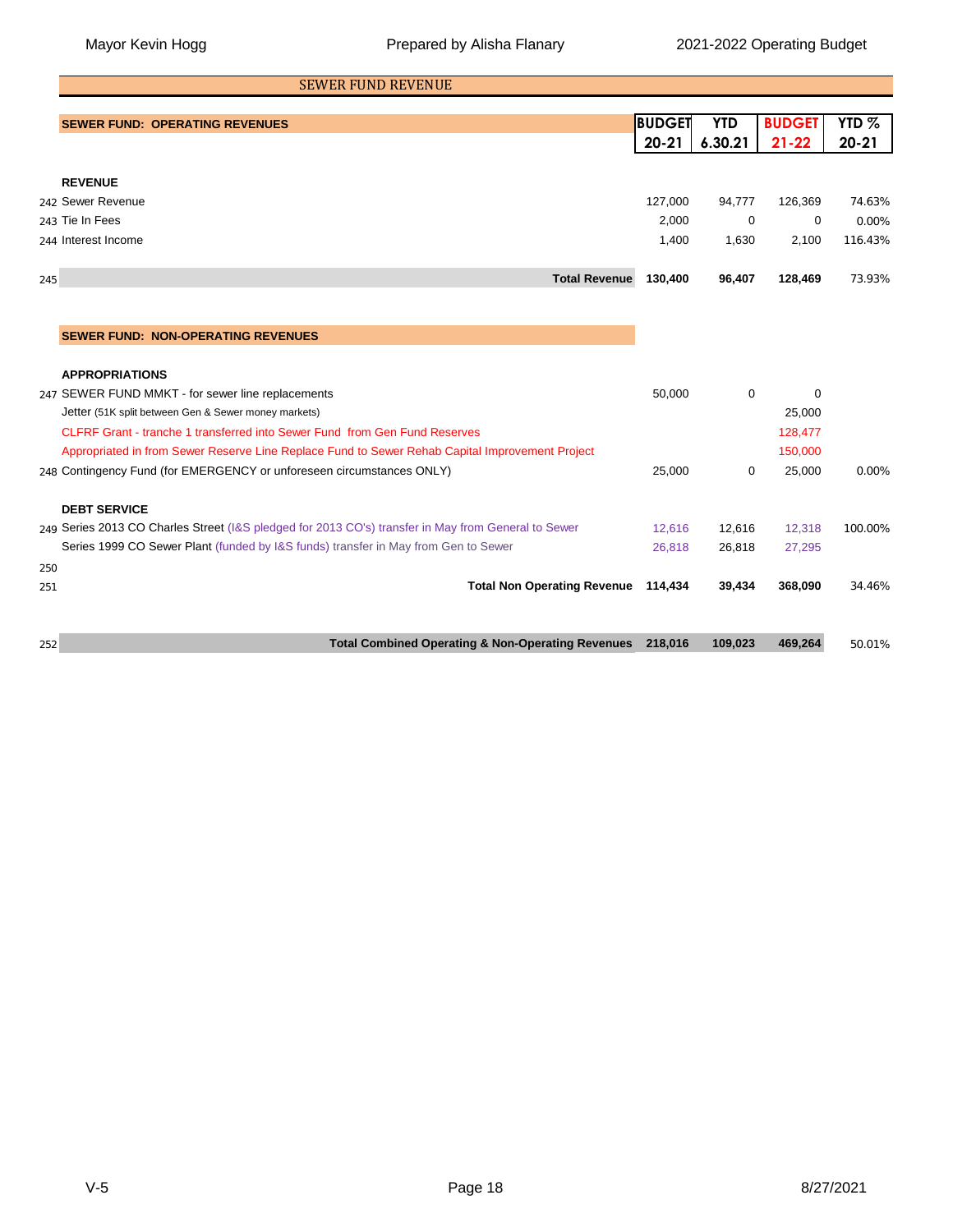## SEWER FUND REVENUE

| | SEWER FUND: OPERATING REVENUES | BUDGET 20-21 | YTD 6.30.21 | BUDGET 21-22 | YTD % 20-21 |
|---|---|---|---|---|---|
| | **REVENUE** | | | | |
| 242 | Sewer Revenue | 127,000 | 94,777 | 126,369 | 74.63% |
| 243 | Tie In Fees | 2,000 | 0 | 0 | 0.00% |
| 244 | Interest Income | 1,400 | 1,630 | 2,100 | 116.43% |
| 245 | **Total Revenue** | **130,400** | **96,407** | **128,469** | 73.93% |
| | **SEWER FUND: NON-OPERATING REVENUES** | | | | |
| | **APPROPRIATIONS** | | | | |
| 247 | SEWER FUND MMKT - for sewer line replacements | 50,000 | 0 | 0 | |
| | Jetter (51K split between Gen & Sewer money markets) | | | 25,000 | |
| | CLFRF Grant - tranche 1 transferred into Sewer Fund from Gen Fund Reserves | | | 128,477 | |
| | Appropriated in from Sewer Reserve Line Replace Fund to Sewer Rehab Capital Improvement Project | | | 150,000 | |
| 248 | Contingency Fund (for EMERGENCY or unforeseen circumstances ONLY) | 25,000 | 0 | 25,000 | 0.00% |
| | **DEBT SERVICE** | | | | |
| 249 | Series 2013 CO Charles Street (I&S pledged for 2013 CO's) transfer in May from General to Sewer | 12,616 | 12,616 | 12,318 | 100.00% |
| | Series 1999 CO Sewer Plant (funded by I&S funds) transfer in May from Gen to Sewer | 26,818 | 26,818 | 27,295 | |
| 250 | | | | | |
| 251 | **Total Non Operating Revenue** | **114,434** | **39,434** | **368,090** | 34.46% |
| 252 | **Total Combined Operating & Non-Operating Revenues** | **218,016** | **109,023** | **469,264** | 50.01% |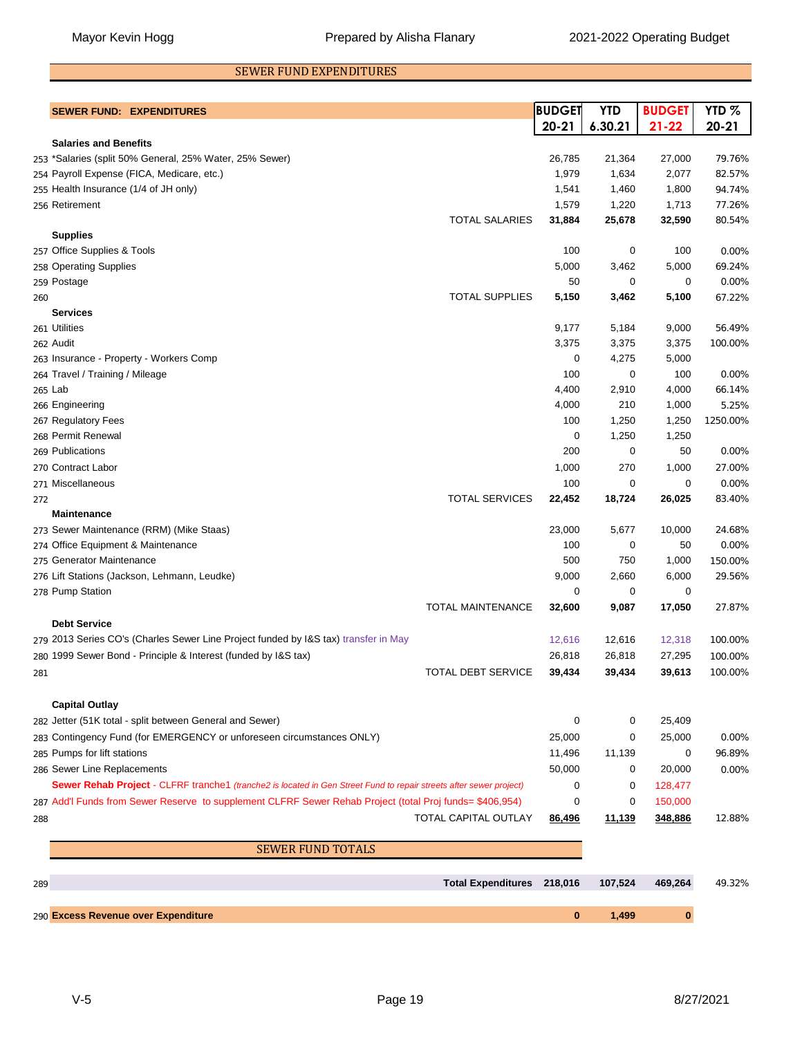## SEWER FUND EXPENDITURES

| | SEWER FUND: EXPENDITURES | BUDGET 20-21 | YTD 6.30.21 | BUDGET 21-22 | YTD % 20-21 |
|---|---|---|---|---|---|
| | **Salaries and Benefits** | | | | |
| 253 | *Salaries (split 50% General, 25% Water, 25% Sewer) | 26,785 | 21,364 | 27,000 | 79.76% |
| 254 | Payroll Expense (FICA, Medicare, etc.) | 1,979 | 1,634 | 2,077 | 82.57% |
| 255 | Health Insurance (1/4 of JH only) | 1,541 | 1,460 | 1,800 | 94.74% |
| 256 | Retirement | 1,579 | 1,220 | 1,713 | 77.26% |
| | TOTAL SALARIES | **31,884** | **25,678** | **32,590** | 80.54% |
| | **Supplies** | | | | |
| 257 | Office Supplies & Tools | 100 | 0 | 100 | 0.00% |
| 258 | Operating Supplies | 5,000 | 3,462 | 5,000 | 69.24% |
| 259 | Postage | 50 | 0 | 0 | 0.00% |
| 260 | TOTAL SUPPLIES | **5,150** | **3,462** | **5,100** | 67.22% |
| | **Services** | | | | |
| 261 | Utilities | 9,177 | 5,184 | 9,000 | 56.49% |
| 262 | Audit | 3,375 | 3,375 | 3,375 | 100.00% |
| 263 | Insurance - Property - Workers Comp | 0 | 4,275 | 5,000 | |
| 264 | Travel / Training / Mileage | 100 | 0 | 100 | 0.00% |
| 265 | Lab | 4,400 | 2,910 | 4,000 | 66.14% |
| 266 | Engineering | 4,000 | 210 | 1,000 | 5.25% |
| 267 | Regulatory Fees | 100 | 1,250 | 1,250 | 1250.00% |
| 268 | Permit Renewal | 0 | 1,250 | 1,250 | |
| 269 | Publications | 200 | 0 | 50 | 0.00% |
| 270 | Contract Labor | 1,000 | 270 | 1,000 | 27.00% |
| 271 | Miscellaneous | 100 | 0 | 0 | 0.00% |
| 272 | TOTAL SERVICES | **22,452** | **18,724** | **26,025** | 83.40% |
| | **Maintenance** | | | | |
| 273 | Sewer Maintenance (RRM) (Mike Staas) | 23,000 | 5,677 | 10,000 | 24.68% |
| 274 | Office Equipment & Maintenance | 100 | 0 | 50 | 0.00% |
| 275 | Generator Maintenance | 500 | 750 | 1,000 | 150.00% |
| 276 | Lift Stations (Jackson, Lehmann, Leudke) | 9,000 | 2,660 | 6,000 | 29.56% |
| 278 | Pump Station | 0 | 0 | 0 | |
| | TOTAL MAINTENANCE | **32,600** | **9,087** | **17,050** | 27.87% |
| | **Debt Service** | | | | |
| 279 | 2013 Series CO's (Charles Sewer Line Project funded by I&S tax) transfer in May | 12,616 | 12,616 | 12,318 | 100.00% |
| 280 | 1999 Sewer Bond - Principle & Interest (funded by I&S tax) | 26,818 | 26,818 | 27,295 | 100.00% |
| 281 | TOTAL DEBT SERVICE | **39,434** | **39,434** | **39,613** | 100.00% |
| | **Capital Outlay** | | | | |
| 282 | Jetter (51K total - split between General and Sewer) | 0 | 0 | 25,409 | |
| 283 | Contingency Fund (for EMERGENCY or unforeseen circumstances ONLY) | 25,000 | 0 | 25,000 | 0.00% |
| 285 | Pumps for lift stations | 11,496 | 11,139 | 0 | 96.89% |
| 286 | Sewer Line Replacements | 50,000 | 0 | 20,000 | 0.00% |
| | **Sewer Rehab Project** - CLFRF tranche1 *(tranche2 is located in Gen Street Fund to repair streets after sewer project)* | 0 | 0 | 128,477 | |
| 287 | Add'l Funds from Sewer Reserve to supplement CLFRF Sewer Rehab Project (total Proj funds= $406,954) | 0 | 0 | 150,000 | |
| 288 | TOTAL CAPITAL OUTLAY | **86,496** | **11,139** | **348,886** | 12.88% |
| | **SEWER FUND TOTALS** | | | | |
| 289 | **Total Expenditures** | **218,016** | **107,524** | **469,264** | 49.32% |
| 290 | **Excess Revenue over Expenditure** | **0** | **1,499** | **0** | |